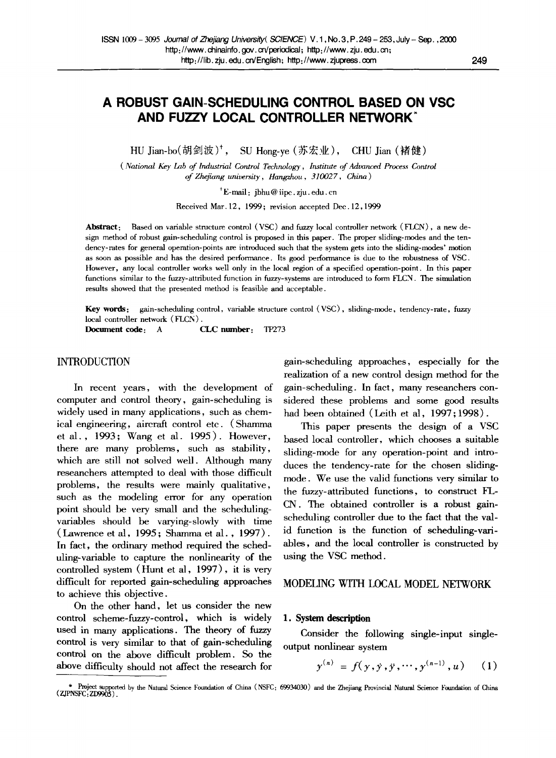# A ROBUST GAIN-SCHEDULING CONTROL BASED ON VSC AND FUZZY LOCAL CONTROLLER NETWORK*

HU Jian-bo(胡剑波)[†], SU Hong-ye (苏宏业), CHU Jian (褚健)

(*National Key Lab of Industrial Control Technology, Institute of Advanced Process Control of Zhejiang university, Hangzhou, 310027, China*)

[†]E-mail: jbhu@iipc.zju.edu.cn

Received Mar.12, 1999; revision accepted Dec.12,1999

**Abstract**: Based on variable structure control (VSC) and fuzzy local controller network (FLCN), a new design method of robust gain-scheduling control is proposed in this paper. The proper sliding-modes and the tendency-rates for general operation-points are introduced such that the system gets into the sliding-modes' motion as soon as possible and has the desired performance. Its good performance is due to the robustness of VSC. However, any local controller works well only in the local region of a specified operation-point. In this paper functions similar to the fuzzy-attributed function in fuzzy-systems are introduced to form FLCN. The simulation results showed that the presented method is feasible and acceptable.

**Key words**: gain-scheduling control, variable structure control (VSC), sliding-mode, tendency-rate, fuzzy local controller network (FLCN).

**Document code**: A **CLC number**: TP273

## INTRODUCTION

In recent years, with the development of computer and control theory, gain-scheduling is widely used in many applications, such as chemical engineering, aircraft control etc. (Shamma et al., 1993; Wang et al. 1995). However, there are many problems, such as stability, which are still not solved well. Although many researchers attempted to deal with those difficult problems, the results were mainly qualitative, such as the modeling error for any operation point should be very small and the scheduling-variables should be varying-slowly with time (Lawrence et al, 1995; Shamma et al., 1997). In fact, the ordinary method required the scheduling-variable to capture the nonlinearity of the controlled system (Hunt et al, 1997), it is very difficult for reported gain-scheduling approaches to achieve this objective.

On the other hand, let us consider the new control scheme-fuzzy-control, which is widely used in many applications. The theory of fuzzy control is very similar to that of gain-scheduling control on the above difficult problem. So the above difficulty should not affect the research for gain-scheduling approaches, especially for the realization of a new control design method for the gain-scheduling. In fact, many researchers considered these problems and some good results had been obtained (Leith et al, 1997;1998).

This paper presents the design of a VSC based local controller, which chooses a suitable sliding-mode for any operation-point and introduces the tendency-rate for the chosen sliding-mode. We use the valid functions very similar to the fuzzy-attributed functions, to construct FLCN. The obtained controller is a robust gain-scheduling controller due to the fact that the valid function is the function of scheduling-variables, and the local controller is constructed by using the VSC method.

## MODELING WITH LOCAL MODEL NETWORK

### 1. System description

Consider the following single-input single-output nonlinear system

$$y^{(n)} = f(y, \dot{y}, \ddot{y}, \cdots, y^{(n-1)}, u) \qquad (1)$$

* Project supported by the Natural Science Foundation of China (NSFC: 69934030) and the Zhejiang Provincial Natural Science Foundation of China (ZJPNSFC: ZD9905).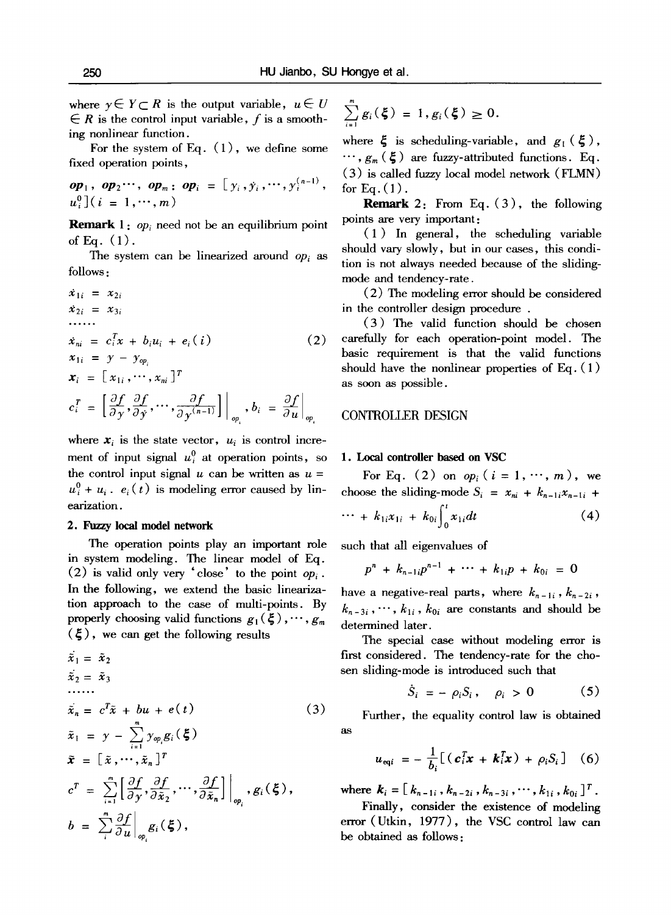where $y \in Y \subset R$ is the output variable, $u \in U \in R$ is the control input variable, $f$ is a smoothing nonlinear function.

For the system of Eq. (1), we define some fixed operation points,

$$op_1,\ op_2 \cdots,\ op_m:\ op_i = [y_i, \dot{y}_i, \cdots, y_i^{(n-1)}, u_i^0](i = 1, \cdots, m)$$

**Remark 1**: $op_i$ need not be an equilibrium point of Eq. (1).

The system can be linearized around $op_i$ as follows:

$$
\begin{aligned}
\dot{x}_{1i} &= x_{2i} \\
\dot{x}_{2i} &= x_{3i} \\
&\cdots\cdots \\
\dot{x}_{ni} &= c_i^T x + b_i u_i + e_i(i) \qquad (2) \\
x_{1i} &= y - y_{op_i} \\
\boldsymbol{x}_i &= [x_{1i}, \cdots, x_{ni}]^T \\
c_i^T &= \left[\frac{\partial f}{\partial y}, \frac{\partial f}{\partial \dot{y}}, \cdots, \frac{\partial f}{\partial y^{(n-1)}}\right]\Bigg|_{op_i}, b_i = \frac{\partial f}{\partial u}\Bigg|_{op_i}
\end{aligned}
$$

where $\boldsymbol{x}_i$ is the state vector, $u_i$ is control increment of input signal $u_i^0$ at operation points, so the control input signal $u$ can be written as $u = u_i^0 + u_i$. $e_i(t)$ is modeling error caused by linearization.

### 2. Fuzzy local model network

The operation points play an important role in system modeling. The linear model of Eq. (2) is valid only very 'close' to the point $op_i$. In the following, we extend the basic linearization approach to the case of multi-points. By properly choosing valid functions $g_1(\xi), \cdots, g_m(\xi)$, we can get the following results

$$
\begin{aligned}
\dot{\tilde{x}}_1 &= \tilde{x}_2 \\
\dot{\tilde{x}}_2 &= \tilde{x}_3 \\
&\cdots\cdots \\
\dot{\tilde{x}}_n &= c^T \tilde{x} + bu + e(t) \qquad (3) \\
\tilde{x}_1 &= y - \sum_{i=1}^{m} y_{op_i} g_i(\xi) \\
\tilde{\boldsymbol{x}} &= [\tilde{x}, \cdots, \tilde{x}_n]^T \\
c^T &= \sum_{i=1}^{m}\left[\frac{\partial f}{\partial y}, \frac{\partial f}{\partial \tilde{x}_2}, \cdots, \frac{\partial f}{\partial \tilde{x}_n}\right]\Bigg|_{op_i}, g_i(\xi), \\
b &= \sum_{i}^{m} \frac{\partial f}{\partial u}\Bigg|_{op_i} g_i(\xi), \\
&\sum_{i=1}^{m} g_i(\xi) = 1, g_i(\xi) \geq 0.
\end{aligned}
$$

where $\xi$ is scheduling-variable, and $g_1(\xi), \cdots, g_m(\xi)$ are fuzzy-attributed functions. Eq. (3) is called fuzzy local model network (FLMN) for Eq. (1).

**Remark 2**: From Eq. (3), the following points are very important:

(1) In general, the scheduling variable should vary slowly, but in our cases, this condition is not always needed because of the sliding-mode and tendency-rate.

(2) The modeling error should be considered in the controller design procedure.

(3) The valid function should be chosen carefully for each operation-point model. The basic requirement is that the valid functions should have the nonlinear properties of Eq. (1) as soon as possible.

## CONTROLLER DESIGN

### 1. Local controller based on VSC

For Eq. (2) on $op_i$ $(i = 1, \cdots, m)$, we choose the sliding-mode

$$S_i = x_{ni} + k_{n-1i}x_{n-1i} + \cdots + k_{1i}x_{1i} + k_{0i}\int_0^t x_{1i}dt \qquad (4)$$

such that all eigenvalues of

$$p^n + k_{n-1i}p^{n-1} + \cdots + k_{1i}p + k_{0i} = 0$$

have a negative-real parts, where $k_{n-1i}, k_{n-2i}, k_{n-3i}, \cdots, k_{1i}, k_{0i}$ are constants and should be determined later.

The special case without modeling error is first considered. The tendency-rate for the chosen sliding-mode is introduced such that

$$\dot{S}_i = -\rho_i S_i, \quad \rho_i > 0 \qquad (5)$$

Further, the equality control law is obtained as

$$u_{eqi} = -\frac{1}{b_i}[(c_i^T \boldsymbol{x} + \boldsymbol{k}_i^T \boldsymbol{x}) + \rho_i S_i] \qquad (6)$$

where $\boldsymbol{k}_i = [k_{n-1i}, k_{n-2i}, k_{n-3i}, \cdots, k_{1i}, k_{0i}]^T$.

Finally, consider the existence of modeling error (Utkin, 1977), the VSC control law can be obtained as follows: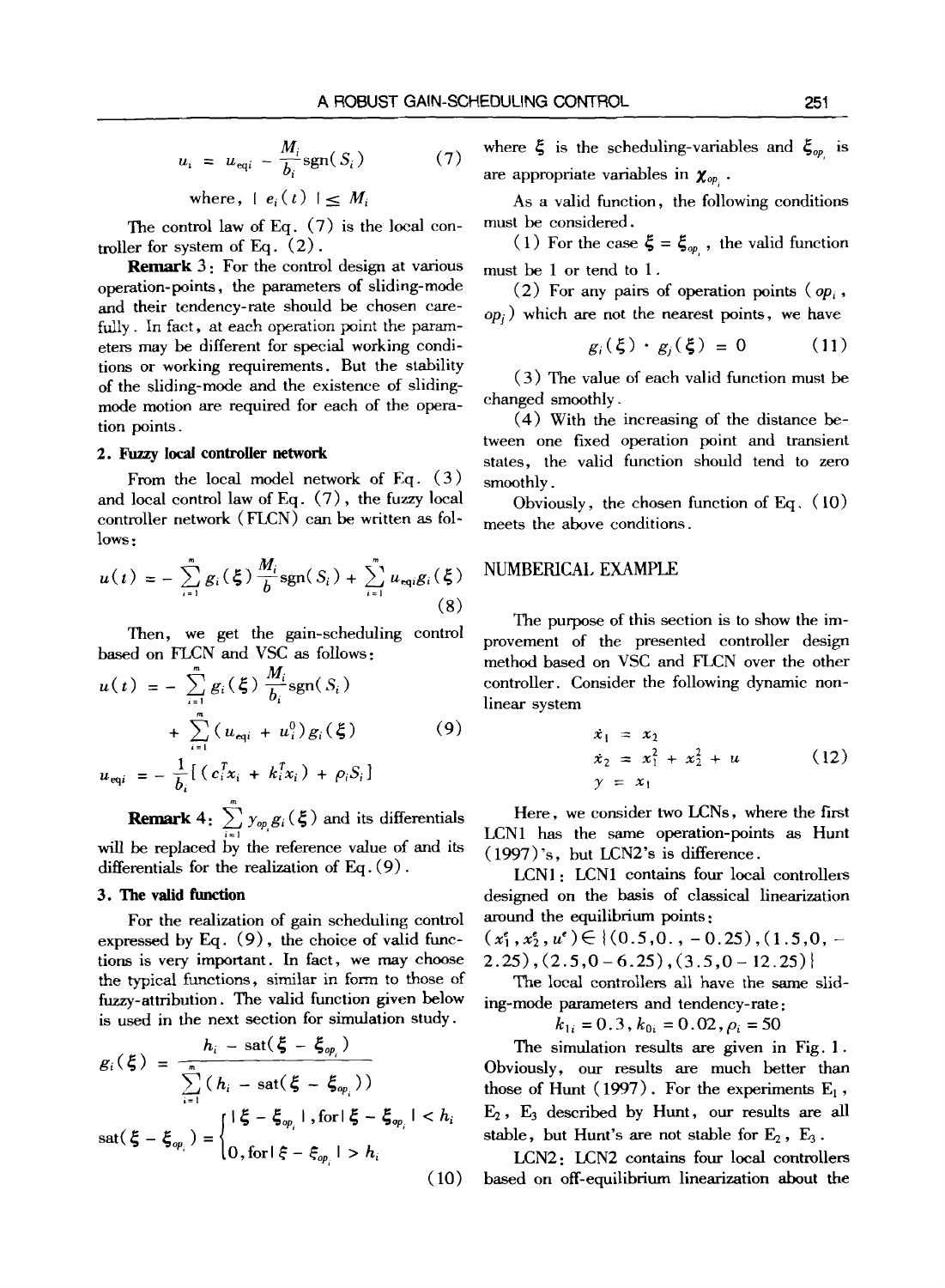$$u_i = u_{eqi} - \frac{M_i}{b_i}\text{sgn}(S_i) \tag{7}$$

where, $| e_i(t) | \leq M_i$

The control law of Eq. (7) is the local controller for system of Eq. (2).

**Remark** 3: For the control design at various operation-points, the parameters of sliding-mode and their tendency-rate should be chosen carefully. In fact, at each operation point the parameters may be different for special working conditions or working requirements. But the stability of the sliding-mode and the existence of sliding-mode motion are required for each of the operation points.

### 2. Fuzzy local controller network

From the local model network of Eq. (3) and local control law of Eq. (7), the fuzzy local controller network (FLCN) can be written as follows:

$$u(t) = -\sum_{i=1}^{m} g_i(\xi)\frac{M_i}{b}\text{sgn}(S_i) + \sum_{i=1}^{m} u_{eqi}g_i(\xi) \tag{8}$$

Then, we get the gain-scheduling control based on FLCN and VSC as follows:

$$u(t) = -\sum_{i=1}^{m} g_i(\xi)\frac{M_i}{b_i}\text{sgn}(S_i) + \sum_{i=1}^{m}(u_{eqi} + u_i^0)g_i(\xi) \tag{9}$$

$$u_{eqi} = -\frac{1}{b_i}[(c_i^T x_i + k_i^T x_i) + \rho_i S_i]$$

**Remark** 4: $\sum_{i=1}^{m} y_{op_i} g_i(\xi)$ and its differentials will be replaced by the reference value of and its differentials for the realization of Eq. (9).

### 3. The valid function

For the realization of gain scheduling control expressed by Eq. (9), the choice of valid functions is very important. In fact, we may choose the typical functions, similar in form to those of fuzzy-attribution. The valid function given below is used in the next section for simulation study.

$$g_i(\xi) = \frac{h_i - \text{sat}(\xi - \xi_{op_i})}{\sum_{i=1}^{m}(h_i - \text{sat}(\xi - \xi_{op_i}))}$$

$$\text{sat}(\xi - \xi_{op_i}) = \begin{cases} |\xi - \xi_{op_i}|, \text{for} \ |\xi - \xi_{op_i}| < h_i \\ 0, \text{for} \ |\xi - \xi_{op_i}| > h_i \end{cases} \tag{10}$$

where $\xi$ is the scheduling-variables and $\xi_{op_i}$ is are appropriate variables in $\chi_{op_i}$.

As a valid function, the following conditions must be considered.

(1) For the case $\xi = \xi_{op_i}$, the valid function must be 1 or tend to 1.

(2) For any pairs of operation points ($op_i$, $op_j$) which are not the nearest points, we have

$$g_i(\xi) \cdot g_j(\xi) = 0 \tag{11}$$

(3) The value of each valid function must be changed smoothly.

(4) With the increasing of the distance between one fixed operation point and transient states, the valid function should tend to zero smoothly.

Obviously, the chosen function of Eq. (10) meets the above conditions.

## NUMBERICAL EXAMPLE

The purpose of this section is to show the improvement of the presented controller design method based on VSC and FLCN over the other controller. Consider the following dynamic nonlinear system

$$\begin{aligned} \dot{x}_1 &= x_2 \\ \dot{x}_2 &= x_1^2 + x_2^2 + u \\ y &= x_1 \end{aligned} \tag{12}$$

Here, we consider two LCNs, where the first LCN1 has the same operation-points as Hunt (1997)'s, but LCN2's is difference.

LCN1: LCN1 contains four local controllers designed on the basis of classical linearization around the equilibrium points:
$(x_1^e, x_2^e, u^e) \in \{(0.5, 0., -0.25), (1.5, 0, -2.25), (2.5, 0 - 6.25), (3.5, 0 - 12.25)\}$

The local controllers all have the same sliding-mode parameters and tendency-rate:

$$k_{1i} = 0.3, k_{0i} = 0.02, \rho_i = 50$$

The simulation results are given in Fig. 1. Obviously, our results are much better than those of Hunt (1997). For the experiments $E_1$, $E_2$, $E_3$ described by Hunt, our results are all stable, but Hunt's are not stable for $E_2$, $E_3$.

LCN2: LCN2 contains four local controllers based on off-equilibrium linearization about the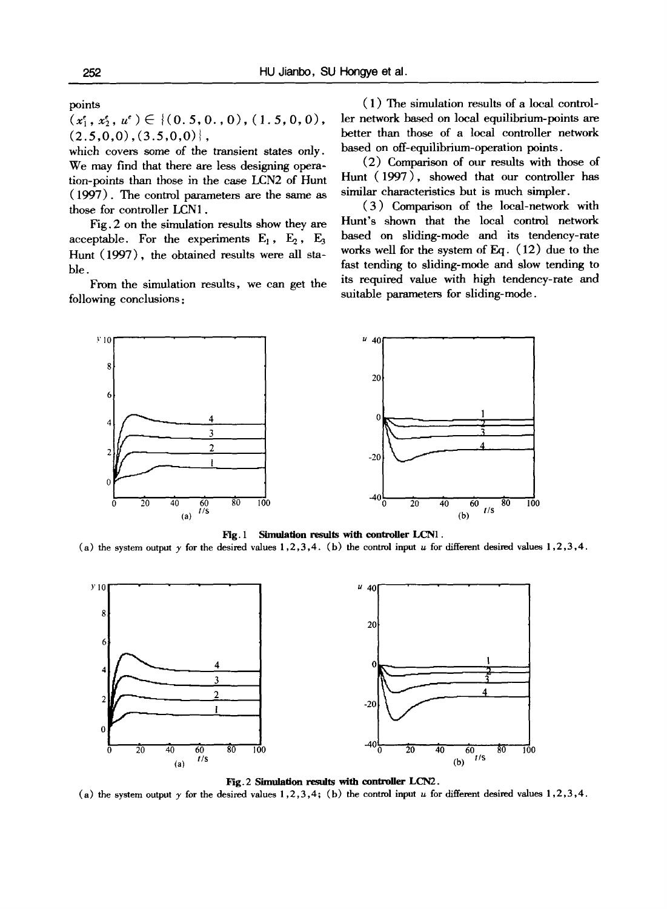points

$(x_1^e, x_2^e, u^e) \in \{(0.5, 0., 0), (1.5, 0, 0), (2.5, 0, 0), (3.5, 0, 0)\}$,

which covers some of the transient states only. We may find that there are less designing operation-points than those in the case LCN2 of Hunt (1997). The control parameters are the same as those for controller LCN1.

Fig. 2 on the simulation results show they are acceptable. For the experiments $E_1$, $E_2$, $E_3$ Hunt (1997), the obtained results were all stable.

From the simulation results, we can get the following conclusions:

(1) The simulation results of a local controller network based on local equilibrium-points are better than those of a local controller network based on off-equilibrium-operation points.

(2) Comparison of our results with those of Hunt (1997), showed that our controller has similar characteristics but is much simpler.

(3) Comparison of the local-network with Hunt's shown that the local control network based on sliding-mode and its tendency-rate works well for the system of Eq. (12) due to the fast tending to sliding-mode and slow tending to its required value with high tendency-rate and suitable parameters for sliding-mode.

**Fig. 1 Simulation results with controller LCN1.**
(a) the system output $y$ for the desired values 1, 2, 3, 4. (b) the control input $u$ for different desired values 1, 2, 3, 4.

**Fig. 2 Simulation results with controller LCN2.**
(a) the system output $y$ for the desired values 1, 2, 3, 4; (b) the control input $u$ for different desired values 1, 2, 3, 4.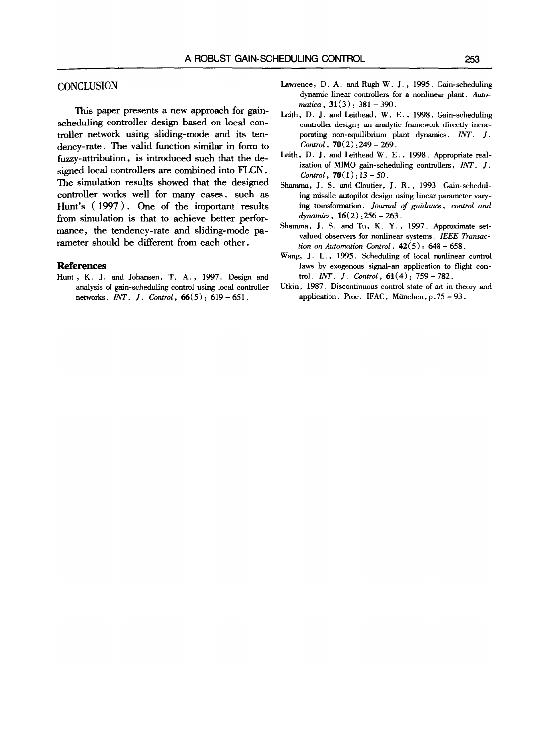## CONCLUSION

This paper presents a new approach for gain-scheduling controller design based on local controller network using sliding-mode and its tendency-rate. The valid function similar in form to fuzzy-attribution, is introduced such that the designed local controllers are combined into FLCN. The simulation results showed that the designed controller works well for many cases, such as Hunt's (1997). One of the important results from simulation is that to achieve better performance, the tendency-rate and sliding-mode parameter should be different from each other.

## References

Hunt, K. J. and Johansen, T. A., 1997. Design and analysis of gain-scheduling control using local controller networks. *INT. J. Control*, **66**(5): 619 – 651.

Lawrence, D. A. and Rugh W. J., 1995. Gain-scheduling dynamic linear controllers for a nonlinear plant. *Automatica*, **31**(3): 381 – 390.

Leith, D. J. and Leithead, W. E., 1998. Gain-scheduling controller design: an analytic framework directly incorporating non-equilibrium plant dynamics. *INT. J. Control*, **70**(2): 249 – 269.

Leith, D. J. and Leithead W. E., 1998. Appropriate realization of MIMO gain-scheduling controllers, *INT. J. Control*, **70**(1): 13 – 50.

Shamma, J. S. and Cloutier, J. R., 1993. Gain-scheduling missile autopilot design using linear parameter varying transformation. *Journal of guidance, control and dynamics*, **16**(2): 256 – 263.

Shamma, J. S. and Tu, K. Y., 1997. Approximate set-valued observers for nonlinear systems. *IEEE Transaction on Automation Control*, **42**(5): 648 – 658.

Wang, J. L., 1995. Scheduling of local nonlinear control laws by exogenous signal-an application to flight control. *INT. J. Control*, **61**(4): 759 – 782.

Utkin, 1987. Discontinuous control state of art in theory and application. Proc. IFAC, München, p.75 – 93.